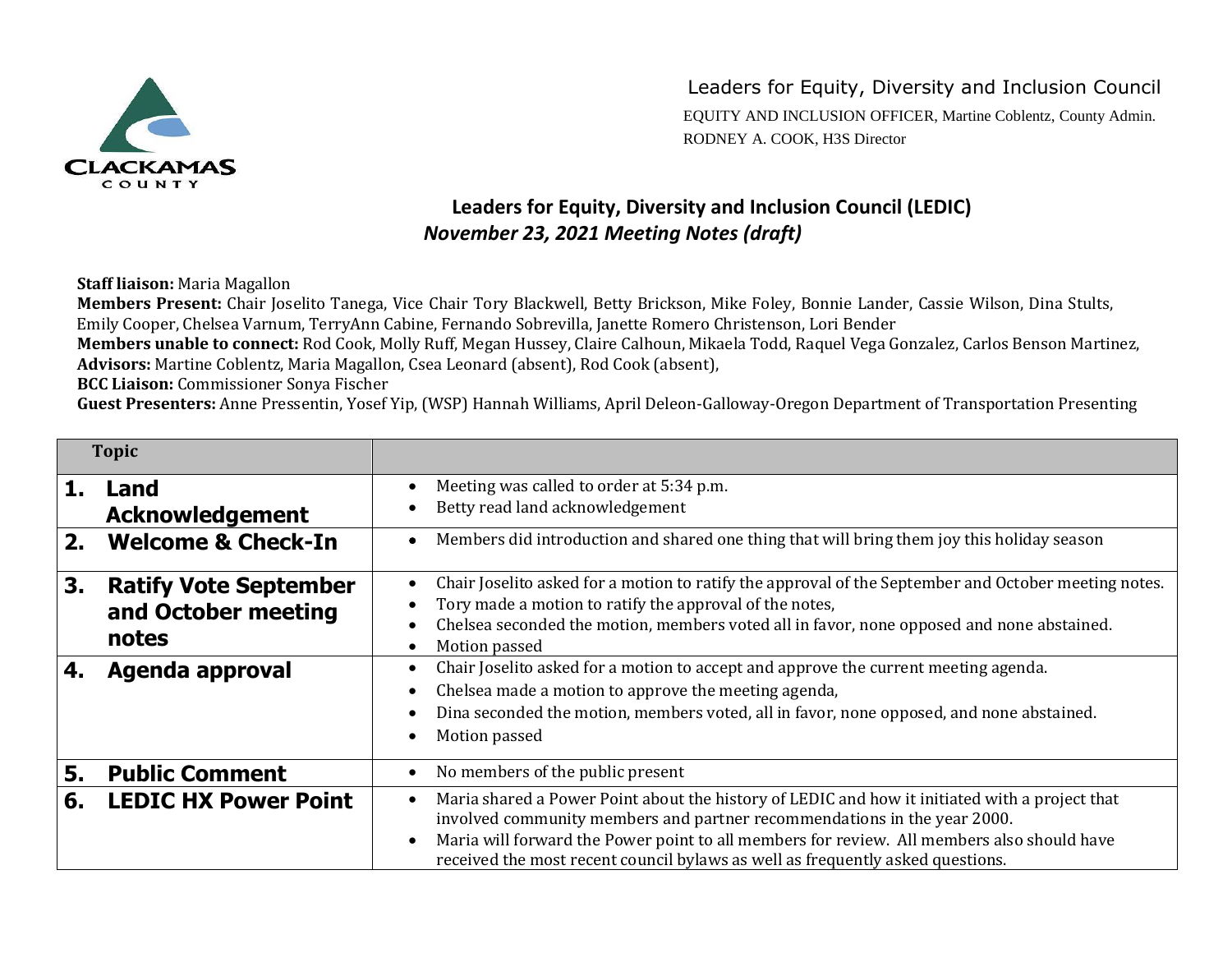Leaders for Equity, Diversity and Inclusion Council

EQUITY AND INCLUSION OFFICER, Martine Coblentz, County Admin.

RODNEY A. COOK, H3S Director

# Leaders for Equity, Diversity and Inclusion Council (LEDIC)

## *November 23, 2021 Meeting Notes (draft)*

**Staff liaison:** Maria Magallon

**Members Present:** Chair Joselito Tanega, Vice Chair Tory Blackwell, Betty Brickson, Mike Foley, Bonnie Lander, Cassie Wilson, Dina Stults, Emily Cooper, Chelsea Varnum, TerryAnn Cabine, Fernando Sobrevilla, Janette Romero Christenson, Lori Bender

**Members unable to connect:** Rod Cook, Molly Ruff, Megan Hussey, Claire Calhoun, Mikaela Todd, Raquel Vega Gonzalez, Carlos Benson Martinez,

**Advisors:** Martine Coblentz, Maria Magallon, Csea Leonard (absent), Rod Cook (absent),

**BCC Liaison:** Commissioner Sonya Fischer

**Guest Presenters:** Anne Pressentin, Yosef Yip, (WSP) Hannah Williams, April Deleon-Galloway-Oregon Department of Transportation Presenting

| Topic | |
|---|---|
| **1. Land Acknowledgement** | • Meeting was called to order at 5:34 p.m.<br>• Betty read land acknowledgement |
| **2. Welcome & Check-In** | • Members did introduction and shared one thing that will bring them joy this holiday season |
| **3. Ratify Vote September and October meeting notes** | • Chair Joselito asked for a motion to ratify the approval of the September and October meeting notes.<br>• Tory made a motion to ratify the approval of the notes,<br>• Chelsea seconded the motion, members voted all in favor, none opposed and none abstained.<br>• Motion passed |
| **4. Agenda approval** | • Chair Joselito asked for a motion to accept and approve the current meeting agenda.<br>• Chelsea made a motion to approve the meeting agenda,<br>• Dina seconded the motion, members voted, all in favor, none opposed, and none abstained.<br>• Motion passed |
| **5. Public Comment** | • No members of the public present |
| **6. LEDIC HX Power Point** | • Maria shared a Power Point about the history of LEDIC and how it initiated with a project that involved community members and partner recommendations in the year 2000.<br>• Maria will forward the Power point to all members for review. All members also should have received the most recent council bylaws as well as frequently asked questions. |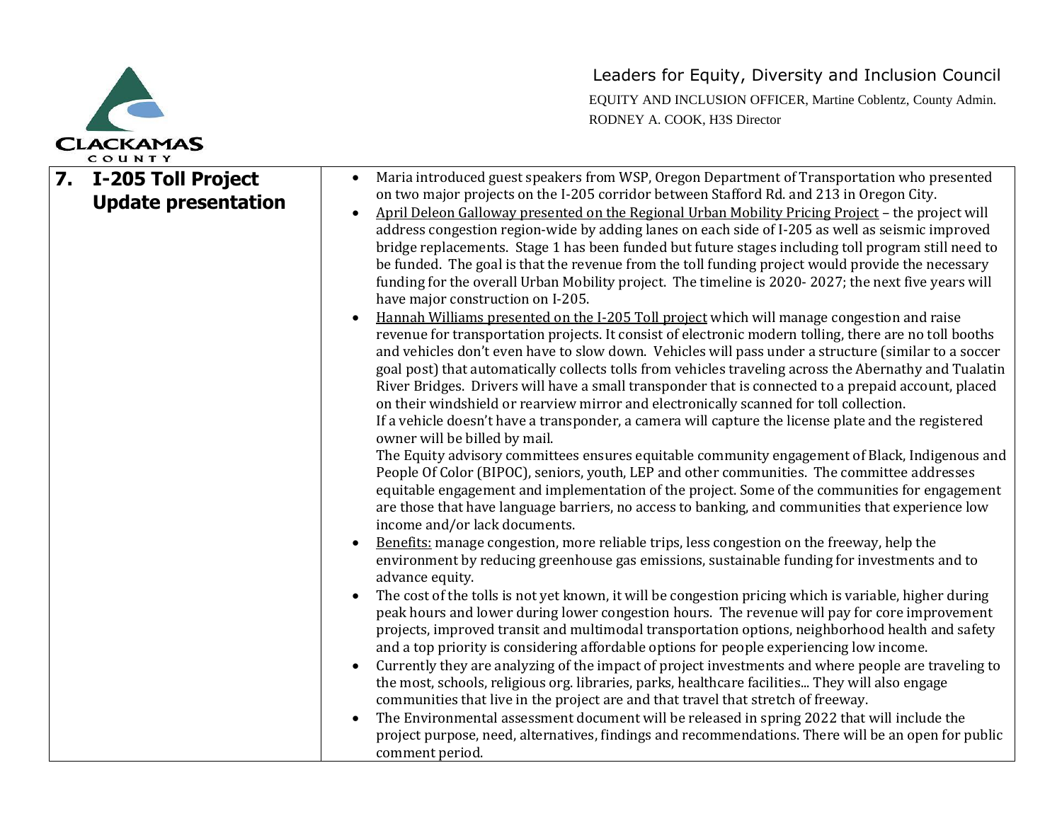| 7. I-205 Toll Project Update presentation | • Maria introduced guest speakers from WSP, Oregon Department of Transportation who presented on two major projects on the I-205 corridor between Stafford Rd. and 213 in Oregon City.<br>• April Deleon Galloway presented on the Regional Urban Mobility Pricing Project – the project will address congestion region-wide by adding lanes on each side of I-205 as well as seismic improved bridge replacements. Stage 1 has been funded but future stages including toll program still need to be funded. The goal is that the revenue from the toll funding project would provide the necessary funding for the overall Urban Mobility project. The timeline is 2020- 2027; the next five years will have major construction on I-205.<br>• Hannah Williams presented on the I-205 Toll project which will manage congestion and raise revenue for transportation projects. It consist of electronic modern tolling, there are no toll booths and vehicles don't even have to slow down. Vehicles will pass under a structure (similar to a soccer goal post) that automatically collects tolls from vehicles traveling across the Abernathy and Tualatin River Bridges. Drivers will have a small transponder that is connected to a prepaid account, placed on their windshield or rearview mirror and electronically scanned for toll collection.<br>If a vehicle doesn't have a transponder, a camera will capture the license plate and the registered owner will be billed by mail.<br>The Equity advisory committees ensures equitable community engagement of Black, Indigenous and People Of Color (BIPOC), seniors, youth, LEP and other communities. The committee addresses equitable engagement and implementation of the project. Some of the communities for engagement are those that have language barriers, no access to banking, and communities that experience low income and/or lack documents.<br>• Benefits: manage congestion, more reliable trips, less congestion on the freeway, help the environment by reducing greenhouse gas emissions, sustainable funding for investments and to advance equity.<br>• The cost of the tolls is not yet known, it will be congestion pricing which is variable, higher during peak hours and lower during lower congestion hours. The revenue will pay for core improvement projects, improved transit and multimodal transportation options, neighborhood health and safety and a top priority is considering affordable options for people experiencing low income.<br>• Currently they are analyzing of the impact of project investments and where people are traveling to the most, schools, religious org. libraries, parks, healthcare facilities... They will also engage communities that live in the project are and that travel that stretch of freeway.<br>• The Environmental assessment document will be released in spring 2022 that will include the project purpose, need, alternatives, findings and recommendations. There will be an open for public comment period. |
|---|---|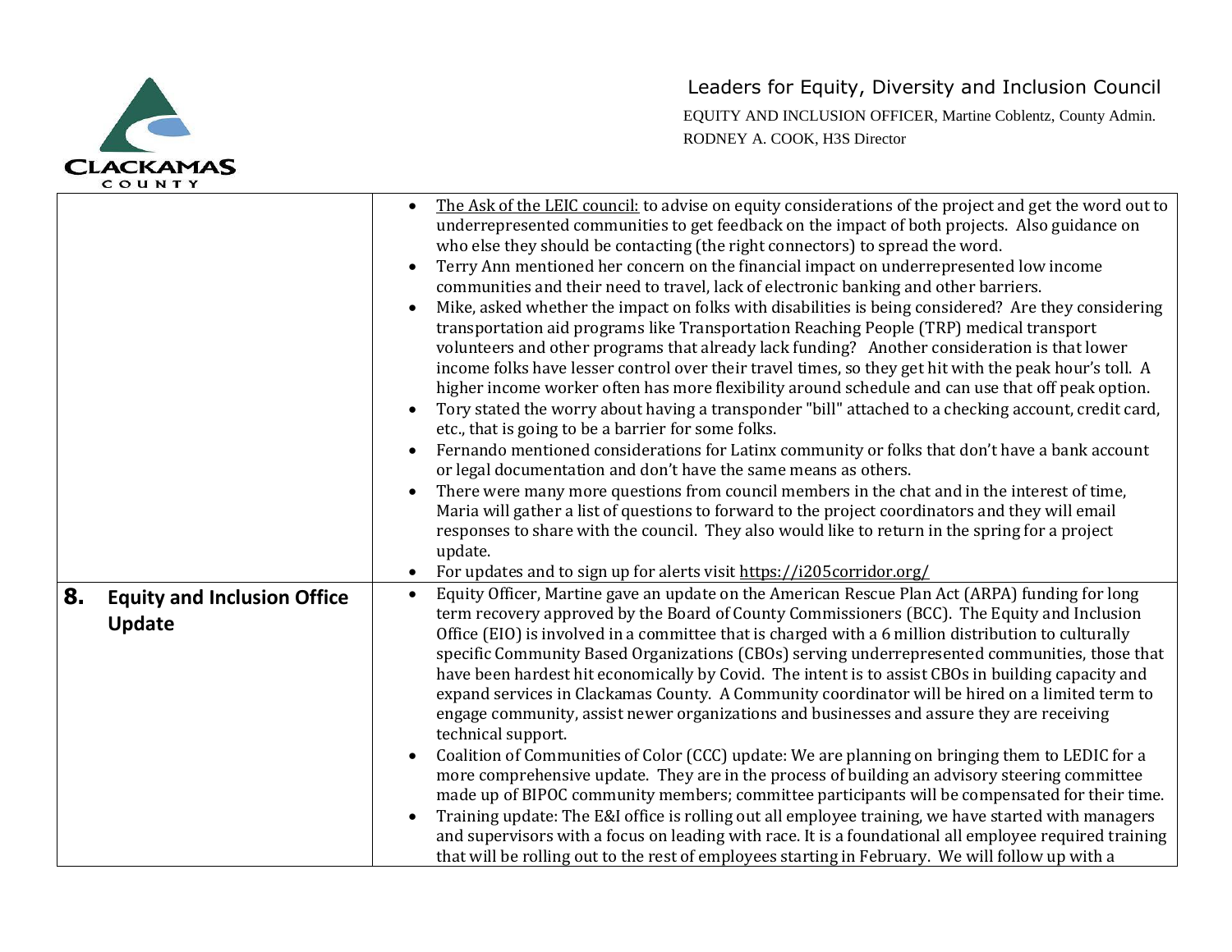| | |
|---|---|
| | • The Ask of the LEIC council: to advise on equity considerations of the project and get the word out to underrepresented communities to get feedback on the impact of both projects. Also guidance on who else they should be contacting (the right connectors) to spread the word.<br>• Terry Ann mentioned her concern on the financial impact on underrepresented low income communities and their need to travel, lack of electronic banking and other barriers.<br>• Mike, asked whether the impact on folks with disabilities is being considered? Are they considering transportation aid programs like Transportation Reaching People (TRP) medical transport volunteers and other programs that already lack funding? Another consideration is that lower income folks have lesser control over their travel times, so they get hit with the peak hour's toll. A higher income worker often has more flexibility around schedule and can use that off peak option.<br>• Tory stated the worry about having a transponder "bill" attached to a checking account, credit card, etc., that is going to be a barrier for some folks.<br>• Fernando mentioned considerations for Latinx community or folks that don't have a bank account or legal documentation and don't have the same means as others.<br>• There were many more questions from council members in the chat and in the interest of time, Maria will gather a list of questions to forward to the project coordinators and they will email responses to share with the council. They also would like to return in the spring for a project update.<br>• For updates and to sign up for alerts visit https://i205corridor.org/ |
| **8. Equity and Inclusion Office Update** | • Equity Officer, Martine gave an update on the American Rescue Plan Act (ARPA) funding for long term recovery approved by the Board of County Commissioners (BCC). The Equity and Inclusion Office (EIO) is involved in a committee that is charged with a 6 million distribution to culturally specific Community Based Organizations (CBOs) serving underrepresented communities, those that have been hardest hit economically by Covid. The intent is to assist CBOs in building capacity and expand services in Clackamas County. A Community coordinator will be hired on a limited term to engage community, assist newer organizations and businesses and assure they are receiving technical support.<br>• Coalition of Communities of Color (CCC) update: We are planning on bringing them to LEDIC for a more comprehensive update. They are in the process of building an advisory steering committee made up of BIPOC community members; committee participants will be compensated for their time.<br>• Training update: The E&I office is rolling out all employee training, we have started with managers and supervisors with a focus on leading with race. It is a foundational all employee required training that will be rolling out to the rest of employees starting in February. We will follow up with a |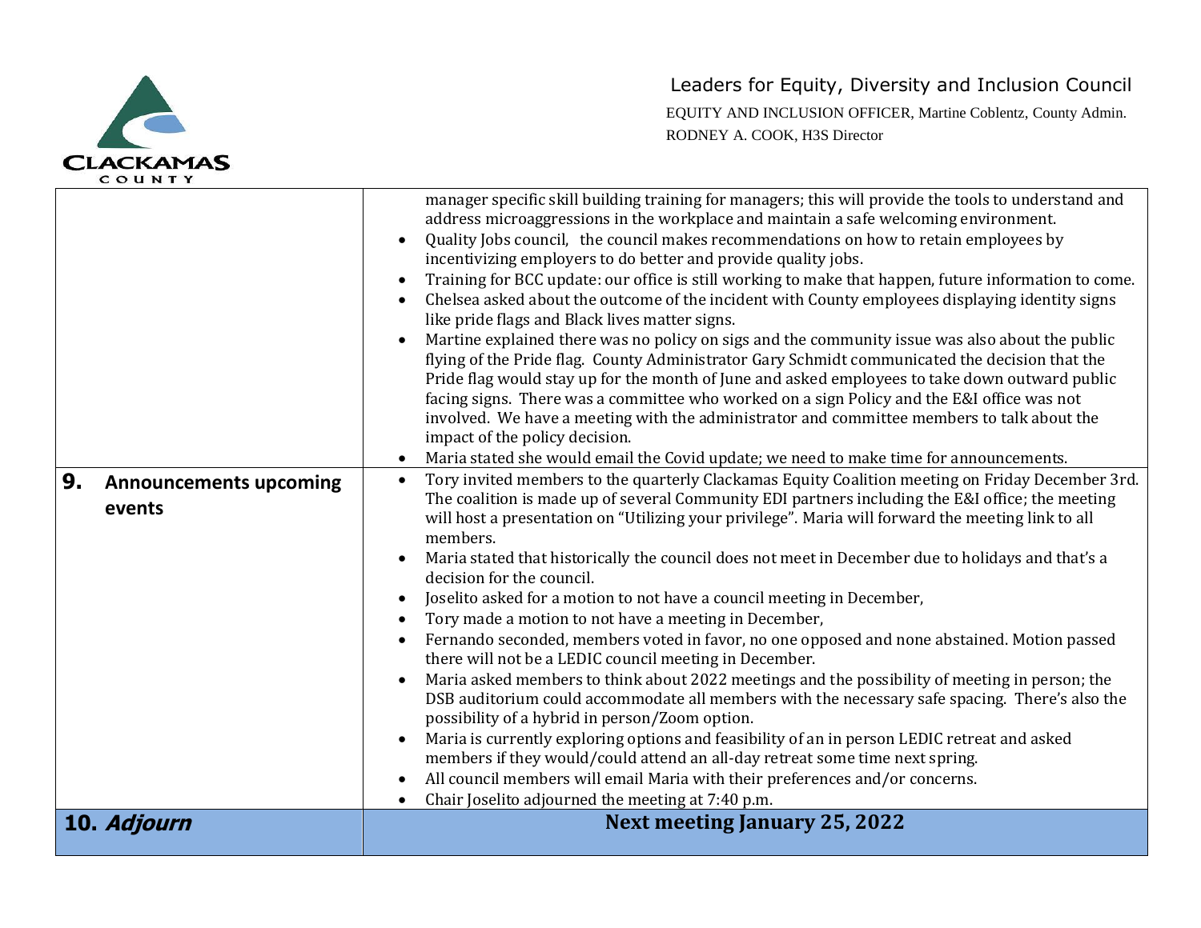| | |
|---|---|
| | manager specific skill building training for managers; this will provide the tools to understand and address microaggressions in the workplace and maintain a safe welcoming environment.<br>• Quality Jobs council, the council makes recommendations on how to retain employees by incentivizing employers to do better and provide quality jobs.<br>• Training for BCC update: our office is still working to make that happen, future information to come.<br>• Chelsea asked about the outcome of the incident with County employees displaying identity signs like pride flags and Black lives matter signs.<br>• Martine explained there was no policy on sigs and the community issue was also about the public flying of the Pride flag. County Administrator Gary Schmidt communicated the decision that the Pride flag would stay up for the month of June and asked employees to take down outward public facing signs. There was a committee who worked on a sign Policy and the E&I office was not involved. We have a meeting with the administrator and committee members to talk about the impact of the policy decision.<br>• Maria stated she would email the Covid update; we need to make time for announcements. |
| **9. Announcements upcoming events** | • Tory invited members to the quarterly Clackamas Equity Coalition meeting on Friday December 3rd. The coalition is made up of several Community EDI partners including the E&I office; the meeting will host a presentation on "Utilizing your privilege". Maria will forward the meeting link to all members.<br>• Maria stated that historically the council does not meet in December due to holidays and that's a decision for the council.<br>• Joselito asked for a motion to not have a council meeting in December,<br>• Tory made a motion to not have a meeting in December,<br>• Fernando seconded, members voted in favor, no one opposed and none abstained. Motion passed there will not be a LEDIC council meeting in December.<br>• Maria asked members to think about 2022 meetings and the possibility of meeting in person; the DSB auditorium could accommodate all members with the necessary safe spacing. There's also the possibility of a hybrid in person/Zoom option.<br>• Maria is currently exploring options and feasibility of an in person LEDIC retreat and asked members if they would/could attend an all-day retreat some time next spring.<br>• All council members will email Maria with their preferences and/or concerns.<br>• Chair Joselito adjourned the meeting at 7:40 p.m. |
| **10. *Adjourn*** | **Next meeting January 25, 2022** |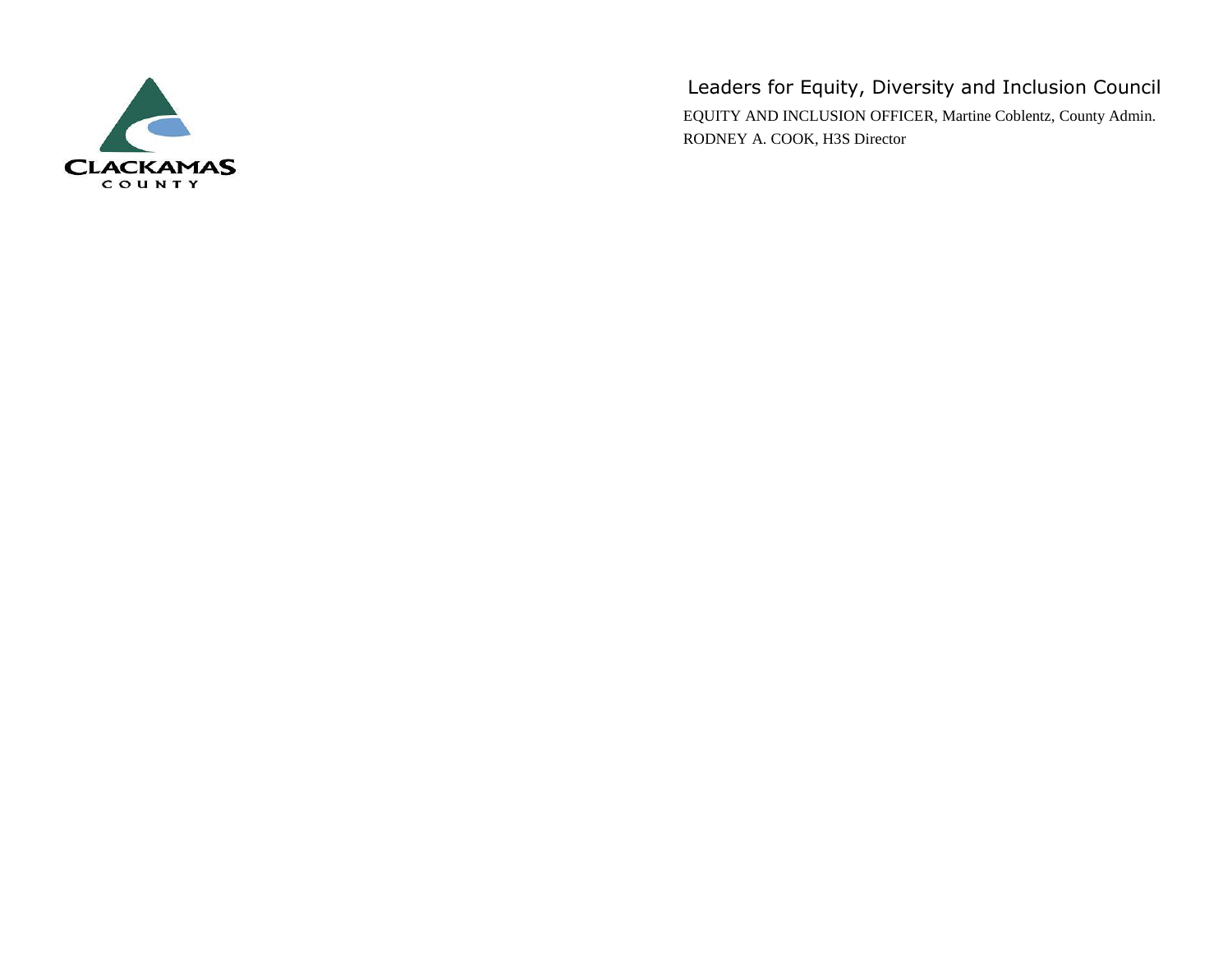CLACKAMAS COUNTY

Leaders for Equity, Diversity and Inclusion Council

EQUITY AND INCLUSION OFFICER, Martine Coblentz, County Admin.

RODNEY A. COOK, H3S Director